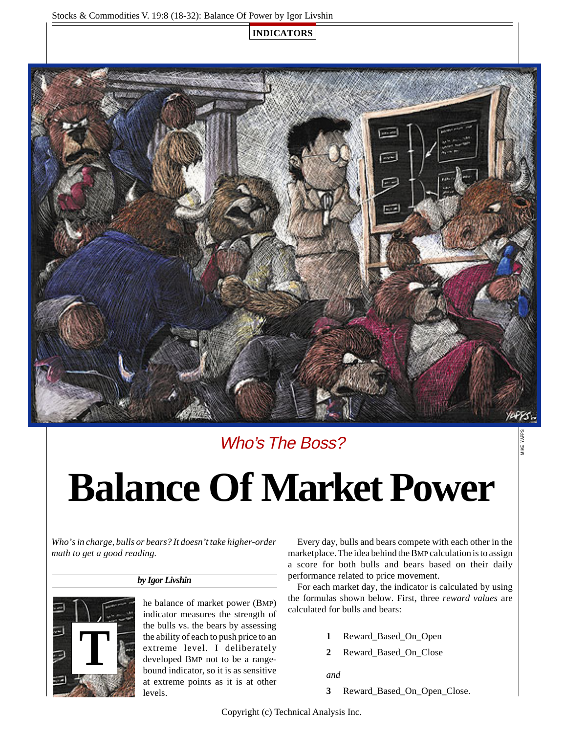INDICATORS

*Who's The Boss?*

# Balance Of Market Power

*Who's in charge, bulls or bears? It doesn't take higher-order math to get a good reading.*

**by Igor Livshin**

The balance of market power (BMP) indicator measures the strength of the bulls vs. the bears by assessing the ability of each to push price to an extreme level. I deliberately developed BMP not to be a range-bound indicator, so it is as sensitive at extreme points as it is at other levels.

Every day, bulls and bears compete with each other in the marketplace. The idea behind the BMP calculation is to assign a score for both bulls and bears based on their daily performance related to price movement.

For each market day, the indicator is calculated by using the formulas shown below. First, three *reward values* are calculated for bulls and bears:

**1** Reward_Based_On_Open

**2** Reward_Based_On_Close

*and*

**3** Reward_Based_On_Open_Close.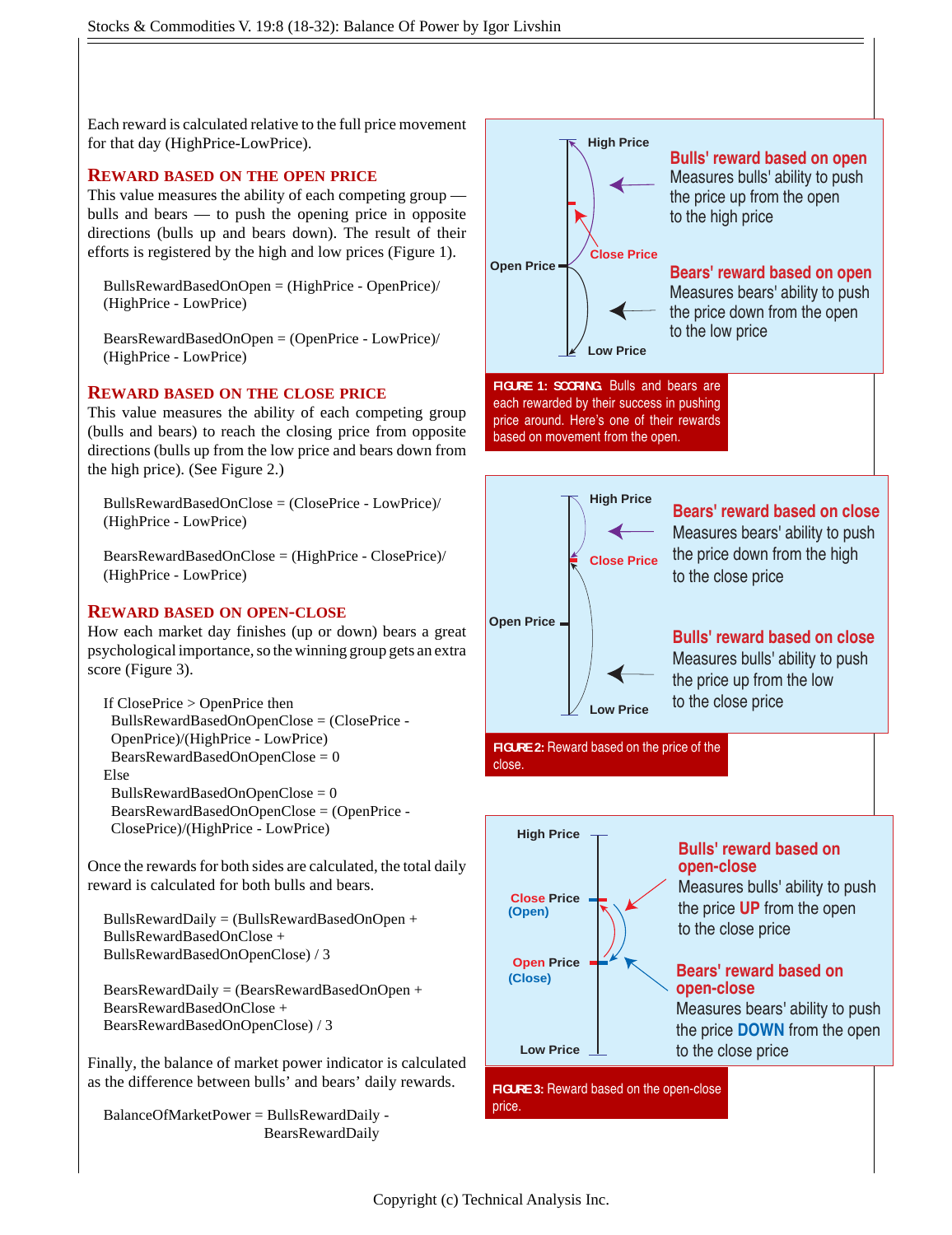Each reward is calculated relative to the full price movement for that day (HighPrice-LowPrice).

## REWARD BASED ON THE OPEN PRICE

This value measures the ability of each competing group — bulls and bears — to push the opening price in opposite directions (bulls up and bears down). The result of their efforts is registered by the high and low prices (Figure 1).

BullsRewardBasedOnOpen = (HighPrice - OpenPrice)/(HighPrice - LowPrice)

BearsRewardBasedOnOpen = (OpenPrice - LowPrice)/(HighPrice - LowPrice)

## REWARD BASED ON THE CLOSE PRICE

This value measures the ability of each competing group (bulls and bears) to reach the closing price from opposite directions (bulls up from the low price and bears down from the high price). (See Figure 2.)

BullsRewardBasedOnClose = (ClosePrice - LowPrice)/(HighPrice - LowPrice)

BearsRewardBasedOnClose = (HighPrice - ClosePrice)/(HighPrice - LowPrice)

## REWARD BASED ON OPEN-CLOSE

How each market day finishes (up or down) bears a great psychological importance, so the winning group gets an extra score (Figure 3).

```
If ClosePrice > OpenPrice then
  BullsRewardBasedOnOpenClose = (ClosePrice - OpenPrice)/(HighPrice - LowPrice)
  BearsRewardBasedOnOpenClose = 0
Else
  BullsRewardBasedOnOpenClose = 0
  BearsRewardBasedOnOpenClose = (OpenPrice - ClosePrice)/(HighPrice - LowPrice)
```

Once the rewards for both sides are calculated, the total daily reward is calculated for both bulls and bears.

BullsRewardDaily = (BullsRewardBasedOnOpen + BullsRewardBasedOnClose + BullsRewardBasedOnOpenClose) / 3

BearsRewardDaily = (BearsRewardBasedOnOpen + BearsRewardBasedOnClose + BearsRewardBasedOnOpenClose) / 3

Finally, the balance of market power indicator is calculated as the difference between bulls' and bears' daily rewards.

BalanceOfMarketPower = BullsRewardDaily - BearsRewardDaily

High Price / Close Price / Open Price / Low Price

**Bulls' reward based on open** Measures bulls' ability to push the price up from the open to the high price

**Bears' reward based on open** Measures bears' ability to push the price down from the open to the low price

**FIGURE 1: SCORING.** Bulls and bears are each rewarded by their success in pushing price around. Here's one of their rewards based on movement from the open.

High Price / Close Price / Open Price / Low Price

**Bears' reward based on close** Measures bears' ability to push the price down from the high to the close price

**Bulls' reward based on close** Measures bulls' ability to push the price up from the low to the close price

**FIGURE 2:** Reward based on the price of the close.

High Price / Close Price (Open) / Open Price (Close) / Low Price

**Bulls' reward based on open-close** Measures bulls' ability to push the price UP from the open to the close price

**Bears' reward based on open-close** Measures bears' ability to push the price DOWN from the open to the close price

**FIGURE 3:** Reward based on the open-close price.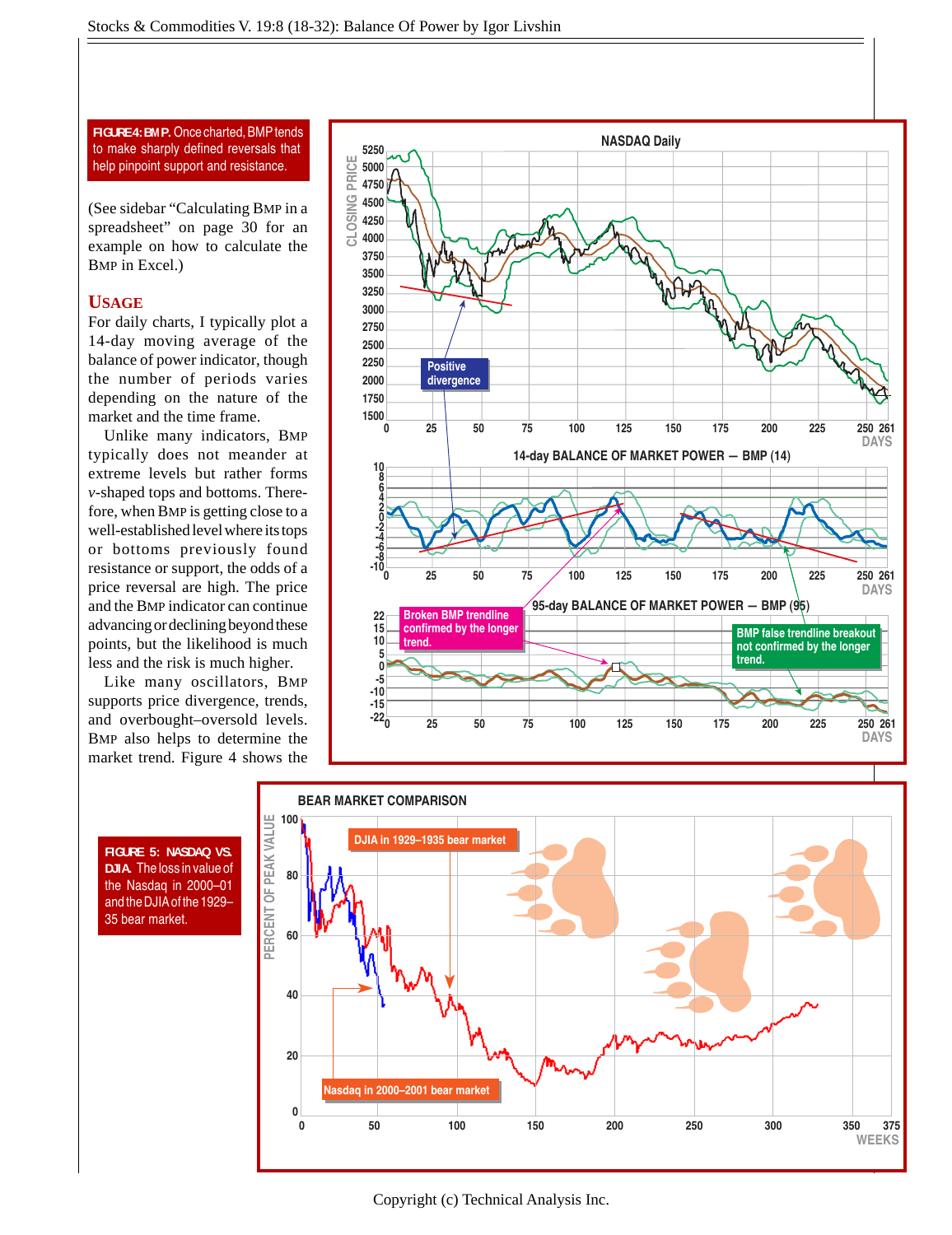**FIGURE 4: BMP.** Once charted, BMP tends to make sharply defined reversals that help pinpoint support and resistance.

(See sidebar "Calculating BMP in a spreadsheet" on page 30 for an example on how to calculate the BMP in Excel.)

## USAGE

For daily charts, I typically plot a 14-day moving average of the balance of power indicator, though the number of periods varies depending on the nature of the market and the time frame.

Unlike many indicators, BMP typically does not meander at extreme levels but rather forms *v*-shaped tops and bottoms. Therefore, when BMP is getting close to a well-established level where its tops or bottoms previously found resistance or support, the odds of a price reversal are high. The price and the BMP indicator can continue advancing or declining beyond these points, but the likelihood is much less and the risk is much higher.

Like many oscillators, BMP supports price divergence, trends, and overbought–oversold levels. BMP also helps to determine the market trend. Figure 4 shows the

**FIGURE 5: NASDAQ VS. DJIA.** The loss in value of the Nasdaq in 2000–01 and the DJIA of the 1929–35 bear market.

Copyright (c) Technical Analysis Inc.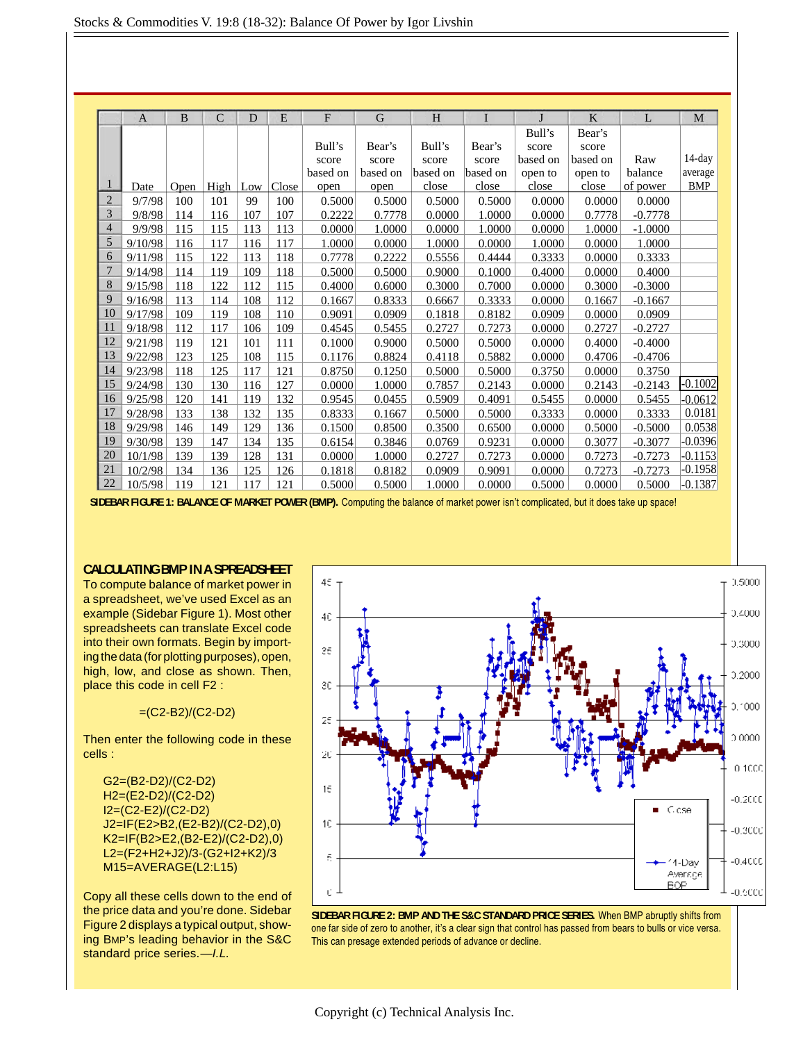| | A | B | C | D | E | F | G | H | I | J | K | L | M |
|---|---|---|---|---|---|---|---|---|---|---|---|---|---|
| 1 | Date | Open | High | Low | Close | Bull's score based on open | Bear's score based on open | Bull's score based on close | Bear's score based on close | Bull's score based on open to close | Bear's score based on open to close | Raw balance of power | 14-day average BMP |
| 2 | 9/7/98 | 100 | 101 | 99 | 100 | 0.5000 | 0.5000 | 0.5000 | 0.5000 | 0.0000 | 0.0000 | 0.0000 | |
| 3 | 9/8/98 | 114 | 116 | 107 | 107 | 0.2222 | 0.7778 | 0.0000 | 1.0000 | 0.0000 | 0.7778 | -0.7778 | |
| 4 | 9/9/98 | 115 | 115 | 113 | 113 | 0.0000 | 1.0000 | 0.0000 | 1.0000 | 0.0000 | 1.0000 | -1.0000 | |
| 5 | 9/10/98 | 116 | 117 | 116 | 117 | 1.0000 | 0.0000 | 1.0000 | 0.0000 | 1.0000 | 0.0000 | 1.0000 | |
| 6 | 9/11/98 | 115 | 122 | 113 | 118 | 0.7778 | 0.2222 | 0.5556 | 0.4444 | 0.3333 | 0.0000 | 0.3333 | |
| 7 | 9/14/98 | 114 | 119 | 109 | 118 | 0.5000 | 0.5000 | 0.9000 | 0.1000 | 0.4000 | 0.0000 | 0.4000 | |
| 8 | 9/15/98 | 118 | 122 | 112 | 115 | 0.4000 | 0.6000 | 0.3000 | 0.7000 | 0.0000 | 0.3000 | -0.3000 | |
| 9 | 9/16/98 | 113 | 114 | 108 | 112 | 0.1667 | 0.8333 | 0.6667 | 0.3333 | 0.0000 | 0.1667 | -0.1667 | |
| 10 | 9/17/98 | 109 | 119 | 108 | 110 | 0.9091 | 0.0909 | 0.1818 | 0.8182 | 0.0909 | 0.0000 | 0.0909 | |
| 11 | 9/18/98 | 112 | 117 | 106 | 109 | 0.4545 | 0.5455 | 0.2727 | 0.7273 | 0.0000 | 0.2727 | -0.2727 | |
| 12 | 9/21/98 | 119 | 121 | 101 | 111 | 0.1000 | 0.9000 | 0.5000 | 0.5000 | 0.0000 | 0.4000 | -0.4000 | |
| 13 | 9/22/98 | 123 | 125 | 108 | 115 | 0.1176 | 0.8824 | 0.4118 | 0.5882 | 0.0000 | 0.4706 | -0.4706 | |
| 14 | 9/23/98 | 118 | 125 | 117 | 121 | 0.8750 | 0.1250 | 0.5000 | 0.5000 | 0.3750 | 0.0000 | 0.3750 | |
| 15 | 9/24/98 | 130 | 130 | 116 | 127 | 0.0000 | 1.0000 | 0.7857 | 0.2143 | 0.0000 | 0.2143 | -0.2143 | -0.1002 |
| 16 | 9/25/98 | 120 | 141 | 119 | 132 | 0.9545 | 0.0455 | 0.5909 | 0.4091 | 0.5455 | 0.0000 | 0.5455 | -0.0612 |
| 17 | 9/28/98 | 133 | 138 | 132 | 135 | 0.8333 | 0.1667 | 0.5000 | 0.5000 | 0.3333 | 0.0000 | 0.3333 | 0.0181 |
| 18 | 9/29/98 | 146 | 149 | 129 | 136 | 0.1500 | 0.8500 | 0.3500 | 0.6500 | 0.0000 | 0.5000 | -0.5000 | 0.0538 |
| 19 | 9/30/98 | 139 | 147 | 134 | 135 | 0.6154 | 0.3846 | 0.0769 | 0.9231 | 0.0000 | 0.3077 | -0.3077 | -0.0396 |
| 20 | 10/1/98 | 139 | 139 | 128 | 131 | 0.0000 | 1.0000 | 0.2727 | 0.7273 | 0.0000 | 0.7273 | -0.7273 | -0.1153 |
| 21 | 10/2/98 | 134 | 136 | 125 | 126 | 0.1818 | 0.8182 | 0.0909 | 0.9091 | 0.0000 | 0.7273 | -0.7273 | -0.1958 |
| 22 | 10/5/98 | 119 | 121 | 117 | 121 | 0.5000 | 0.5000 | 1.0000 | 0.0000 | 0.5000 | 0.0000 | 0.5000 | -0.1387 |

**SIDEBAR FIGURE 1: BALANCE OF MARKET POWER (BMP).** Computing the balance of market power isn't complicated, but it does take up space!

### CALCULATING BMP IN A SPREADSHEET

To compute balance of market power in a spreadsheet, we've used Excel as an example (Sidebar Figure 1). Most other spreadsheets can translate Excel code into their own formats. Begin by importing the data (for plotting purposes), open, high, low, and close as shown. Then, place this code in cell F2 :

```
=(C2-B2)/(C2-D2)
```

Then enter the following code in these cells :

```
G2=(B2-D2)/(C2-D2)
H2=(E2-D2)/(C2-D2)
I2=(C2-E2)/(C2-D2)
J2=IF(E2>B2,(E2-B2)/(C2-D2),0)
K2=IF(B2>E2,(B2-E2)/(C2-D2),0)
L2=(F2+H2+J2)/3-(G2+I2+K2)/3
M15=AVERAGE(L2:L15)
```

Copy all these cells down to the end of the price data and you're done. Sidebar Figure 2 displays a typical output, showing BMP's leading behavior in the S&C standard price series.—*I.L.*

**SIDEBAR FIGURE 2: BMP AND THE S&C STANDARD PRICE SERIES.** When BMP abruptly shifts from one far side of zero to another, it's a clear sign that control has passed from bears to bulls or vice versa. This can presage extended periods of advance or decline.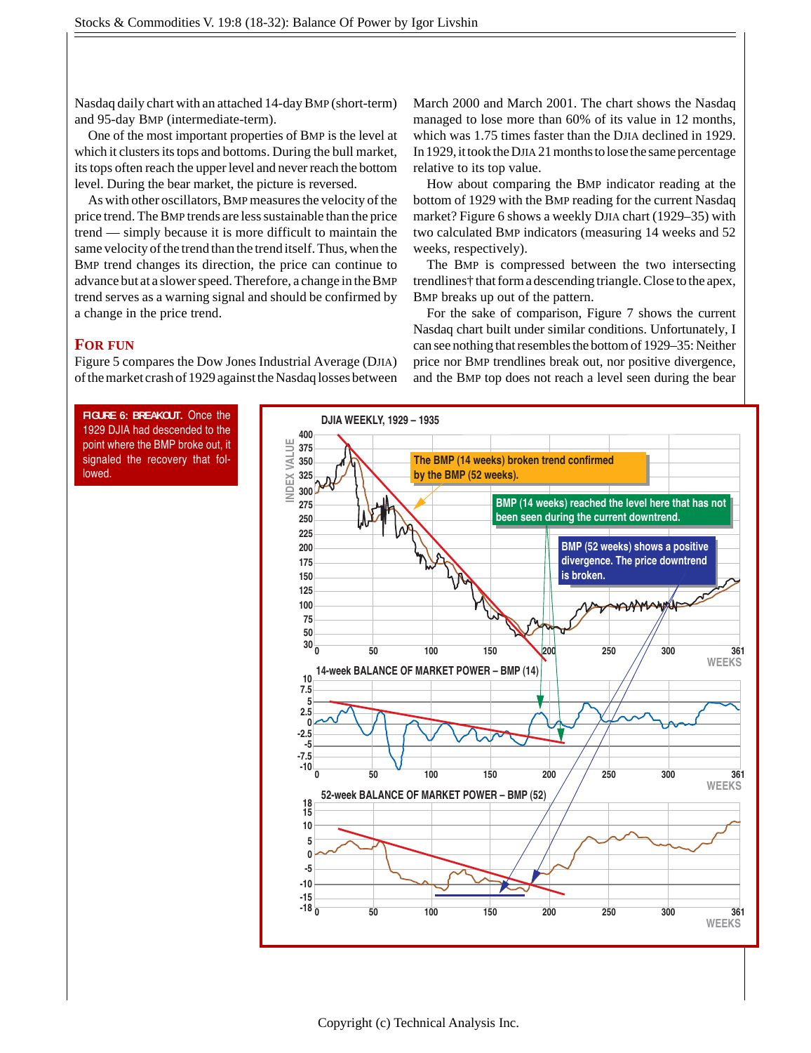Nasdaq daily chart with an attached 14-day BMP (short-term) and 95-day BMP (intermediate-term).

One of the most important properties of BMP is the level at which it clusters its tops and bottoms. During the bull market, its tops often reach the upper level and never reach the bottom level. During the bear market, the picture is reversed.

As with other oscillators, BMP measures the velocity of the price trend. The BMP trends are less sustainable than the price trend — simply because it is more difficult to maintain the same velocity of the trend than the trend itself. Thus, when the BMP trend changes its direction, the price can continue to advance but at a slower speed. Therefore, a change in the BMP trend serves as a warning signal and should be confirmed by a change in the price trend.

## FOR FUN

Figure 5 compares the Dow Jones Industrial Average (DJIA) of the market crash of 1929 against the Nasdaq losses between March 2000 and March 2001. The chart shows the Nasdaq managed to lose more than 60% of its value in 12 months, which was 1.75 times faster than the DJIA declined in 1929. In 1929, it took the DJIA 21 months to lose the same percentage relative to its top value.

How about comparing the BMP indicator reading at the bottom of 1929 with the BMP reading for the current Nasdaq market? Figure 6 shows a weekly DJIA chart (1929–35) with two calculated BMP indicators (measuring 14 weeks and 52 weeks, respectively).

The BMP is compressed between the two intersecting trendlines† that form a descending triangle. Close to the apex, BMP breaks up out of the pattern.

For the sake of comparison, Figure 7 shows the current Nasdaq chart built under similar conditions. Unfortunately, I can see nothing that resembles the bottom of 1929–35: Neither price nor BMP trendlines break out, nor positive divergence, and the BMP top does not reach a level seen during the bear

**FIGURE 6: BREAKOUT.** Once the 1929 DJIA had descended to the point where the BMP broke out, it signaled the recovery that followed.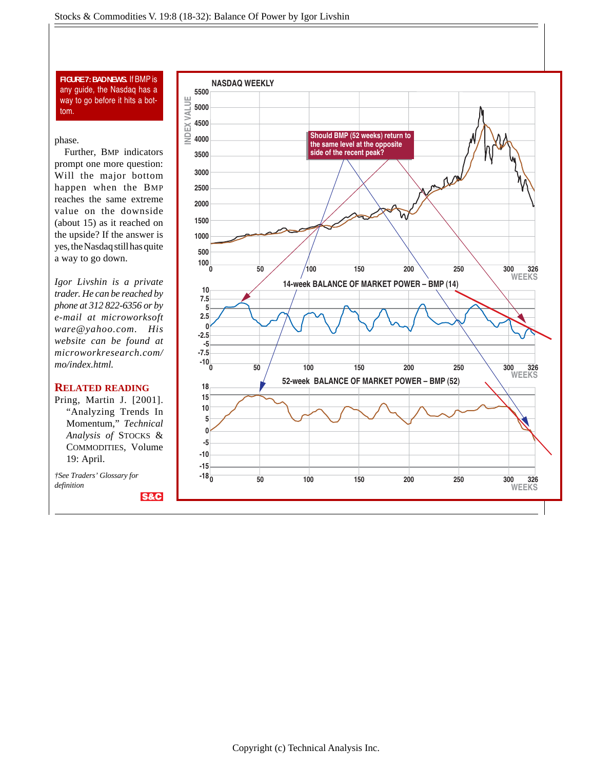**FIGURE 7: BAD NEWS.** If BMP is any guide, the Nasdaq has a way to go before it hits a bottom.

NASDAQ WEEKLY

INDEX VALUE

5500
5000
4500
4000
3500
3000
2500
2000
1500
1000
500
100

0 50 100 150 200 250 300 326
WEEKS

Should BMP (52 weeks) return to the same level at the opposite side of the recent peak?

14-week BALANCE OF MARKET POWER – BMP (14)

10
7.5
5
2.5
0
-2.5
-5
-7.5
-10

0 50 100 150 200 250 300 326
WEEKS

52-week BALANCE OF MARKET POWER – BMP (52)

18
15
10
5
0
-5
-10
-15
-18

0 50 100 150 200 250 300 326
WEEKS

phase.

Further, BMP indicators prompt one more question: Will the major bottom happen when the BMP reaches the same extreme value on the downside (about 15) as it reached on the upside? If the answer is yes, the Nasdaq still has quite a way to go down.

*Igor Livshin is a private trader. He can be reached by phone at 312 822-6356 or by e-mail at microworksoftware@yahoo.com. His website can be found at microworkresearch.com/mo/index.html.*

## RELATED READING

Pring, Martin J. [2001]. "Analyzing Trends In Momentum," *Technical Analysis of* STOCKS & COMMODITIES, Volume 19: April.

*†See Traders' Glossary for definition*

S&C